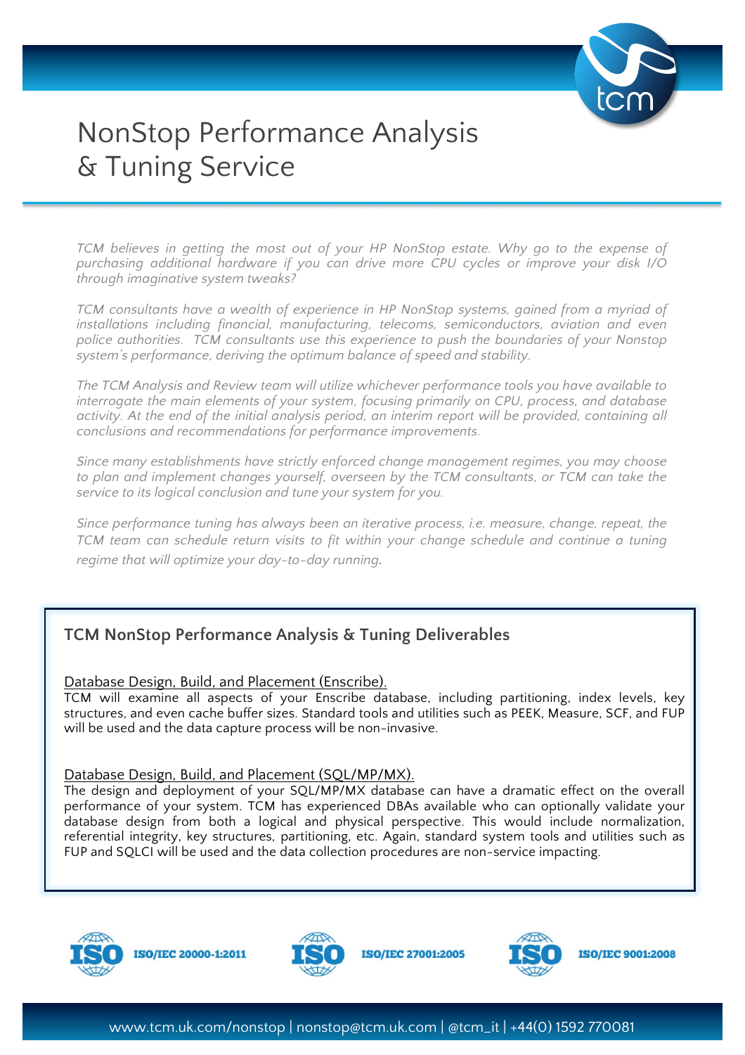# NonStop Performance Analysis & Tuning Service

*TCM believes in getting the most out of your HP NonStop estate. Why go to the expense of purchasing additional hardware if you can drive more CPU cycles or improve your disk I/O through imaginative system tweaks?*

*TCM consultants have a wealth of experience in HP NonStop systems, gained from a myriad of installations including financial, manufacturing, telecoms, semiconductors, aviation and even police authorities. TCM consultants use this experience to push the boundaries of your Nonstop system's performance, deriving the optimum balance of speed and stability.*

*The TCM Analysis and Review team will utilize whichever performance tools you have available to interrogate the main elements of your system, focusing primarily on CPU, process, and database activity. At the end of the initial analysis period, an interim report will be provided, containing all conclusions and recommendations for performance improvements.*

*Since many establishments have strictly enforced change management regimes, you may choose to plan and implement changes yourself, overseen by the TCM consultants, or TCM can take the service to its logical conclusion and tune your system for you.*

*Since performance tuning has always been an iterative process, i.e. measure, change, repeat, the TCM team can schedule return visits to fit within your change schedule and continue a tuning regime that will optimize your day-to-day running.*

## TCM NonStop Performance Analysis & Tuning Deliverables

Database Design, Build, and Placement (Enscribe).

TCM will examine all aspects of your Enscribe database, including partitioning, index levels, key structures, and even cache buffer sizes. Standard tools and utilities such as PEEK, Measure, SCF, and FUP will be used and the data capture process will be non-invasive.

Database Design, Build, and Placement (SQL/MP/MX).

The design and deployment of your SQL/MP/MX database can have a dramatic effect on the overall performance of your system. TCM has experienced DBAs available who can optionally validate your database design from both a logical and physical perspective. This would include normalization, referential integrity, key structures, partitioning, etc. Again, standard system tools and utilities such as FUP and SQLCI will be used and the data collection procedures are non-service impacting.

ISO/IEC 20000-1:2011 | ISO/IEC 27001:2005 | ISO/IEC 9001:2008

www.tcm.uk.com/nonstop | nonstop@tcm.uk.com | @tcm_it | +44(0) 1592 770081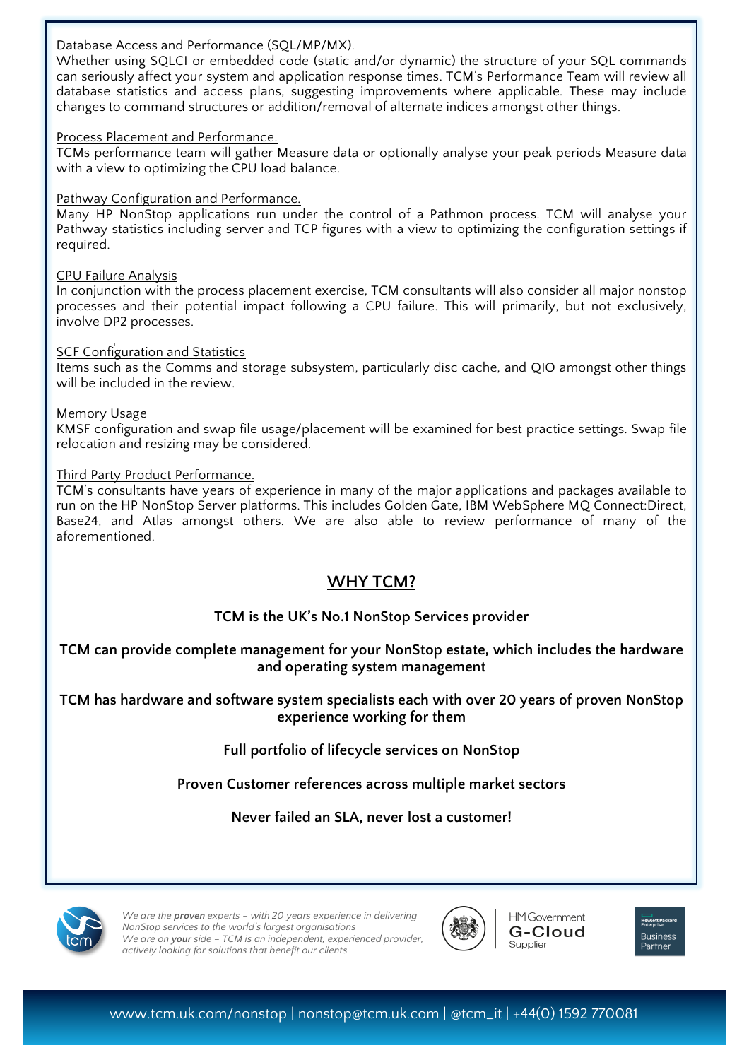Database Access and Performance (SQL/MP/MX).

Whether using SQLCI or embedded code (static and/or dynamic) the structure of your SQL commands can seriously affect your system and application response times. TCM's Performance Team will review all database statistics and access plans, suggesting improvements where applicable. These may include changes to command structures or addition/removal of alternate indices amongst other things.

Process Placement and Performance.

TCMs performance team will gather Measure data or optionally analyse your peak periods Measure data with a view to optimizing the CPU load balance.

Pathway Configuration and Performance.

Many HP NonStop applications run under the control of a Pathmon process. TCM will analyse your Pathway statistics including server and TCP figures with a view to optimizing the configuration settings if required.

CPU Failure Analysis

In conjunction with the process placement exercise, TCM consultants will also consider all major nonstop processes and their potential impact following a CPU failure. This will primarily, but not exclusively, involve DP2 processes.

SCF Configuration and Statistics

Items such as the Comms and storage subsystem, particularly disc cache, and QIO amongst other things will be included in the review.

Memory Usage

KMSF configuration and swap file usage/placement will be examined for best practice settings. Swap file relocation and resizing may be considered.

Third Party Product Performance.

TCM's consultants have years of experience in many of the major applications and packages available to run on the HP NonStop Server platforms. This includes Golden Gate, IBM WebSphere MQ Connect:Direct, Base24, and Atlas amongst others. We are also able to review performance of many of the aforementioned.

## WHY TCM?

**TCM is the UK's No.1 NonStop Services provider**

**TCM can provide complete management for your NonStop estate, which includes the hardware and operating system management**

**TCM has hardware and software system specialists each with over 20 years of proven NonStop experience working for them**

**Full portfolio of lifecycle services on NonStop**

**Proven Customer references across multiple market sectors**

**Never failed an SLA, never lost a customer!**

*We are the **proven** experts – with 20 years experience in delivering NonStop services to the world's largest organisations*
*We are on **your** side – TCM is an independent, experienced provider, actively looking for solutions that benefit our clients*

HM Government G-Cloud Supplier

Hewlett Packard Enterprise Business Partner

www.tcm.uk.com/nonstop | nonstop@tcm.uk.com | @tcm_it | +44(0) 1592 770081